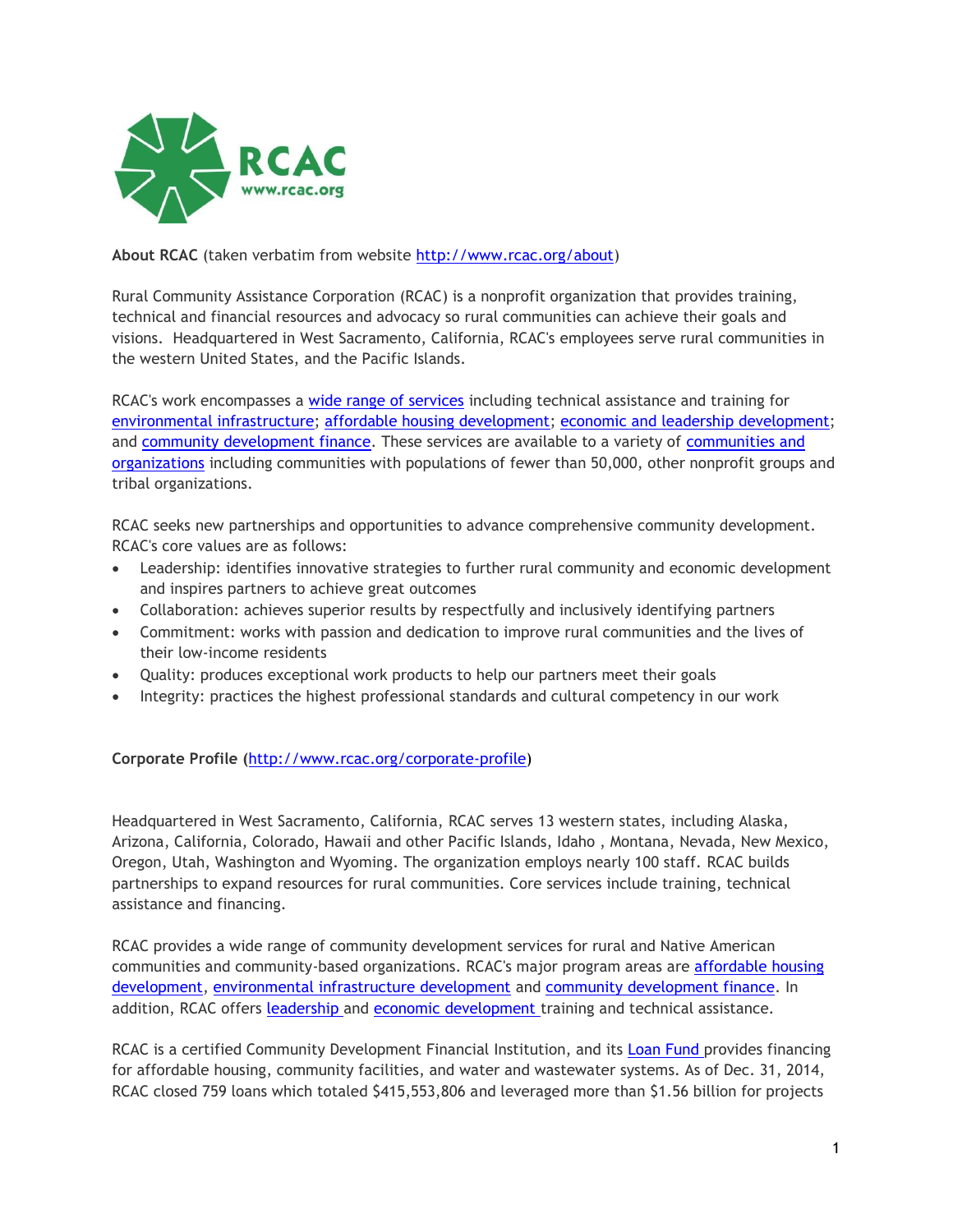**About RCAC** (taken verbatim from website http://www.rcac.org/about)

Rural Community Assistance Corporation (RCAC) is a nonprofit organization that provides training, technical and financial resources and advocacy so rural communities can achieve their goals and visions. Headquartered in West Sacramento, California, RCAC's employees serve rural communities in the western United States, and the Pacific Islands.

RCAC's work encompasses a wide range of services including technical assistance and training for environmental infrastructure; affordable housing development; economic and leadership development; and community development finance. These services are available to a variety of communities and organizations including communities with populations of fewer than 50,000, other nonprofit groups and tribal organizations.

RCAC seeks new partnerships and opportunities to advance comprehensive community development. RCAC's core values are as follows:

- Leadership: identifies innovative strategies to further rural community and economic development and inspires partners to achieve great outcomes
- Collaboration: achieves superior results by respectfully and inclusively identifying partners
- Commitment: works with passion and dedication to improve rural communities and the lives of their low-income residents
- Quality: produces exceptional work products to help our partners meet their goals
- Integrity: practices the highest professional standards and cultural competency in our work

**Corporate Profile** (http://www.rcac.org/corporate-profile)

Headquartered in West Sacramento, California, RCAC serves 13 western states, including Alaska, Arizona, California, Colorado, Hawaii and other Pacific Islands, Idaho , Montana, Nevada, New Mexico, Oregon, Utah, Washington and Wyoming. The organization employs nearly 100 staff. RCAC builds partnerships to expand resources for rural communities. Core services include training, technical assistance and financing.

RCAC provides a wide range of community development services for rural and Native American communities and community-based organizations. RCAC's major program areas are affordable housing development, environmental infrastructure development and community development finance. In addition, RCAC offers leadership and economic development training and technical assistance.

RCAC is a certified Community Development Financial Institution, and its Loan Fund provides financing for affordable housing, community facilities, and water and wastewater systems. As of Dec. 31, 2014, RCAC closed 759 loans which totaled $415,553,806 and leveraged more than $1.56 billion for projects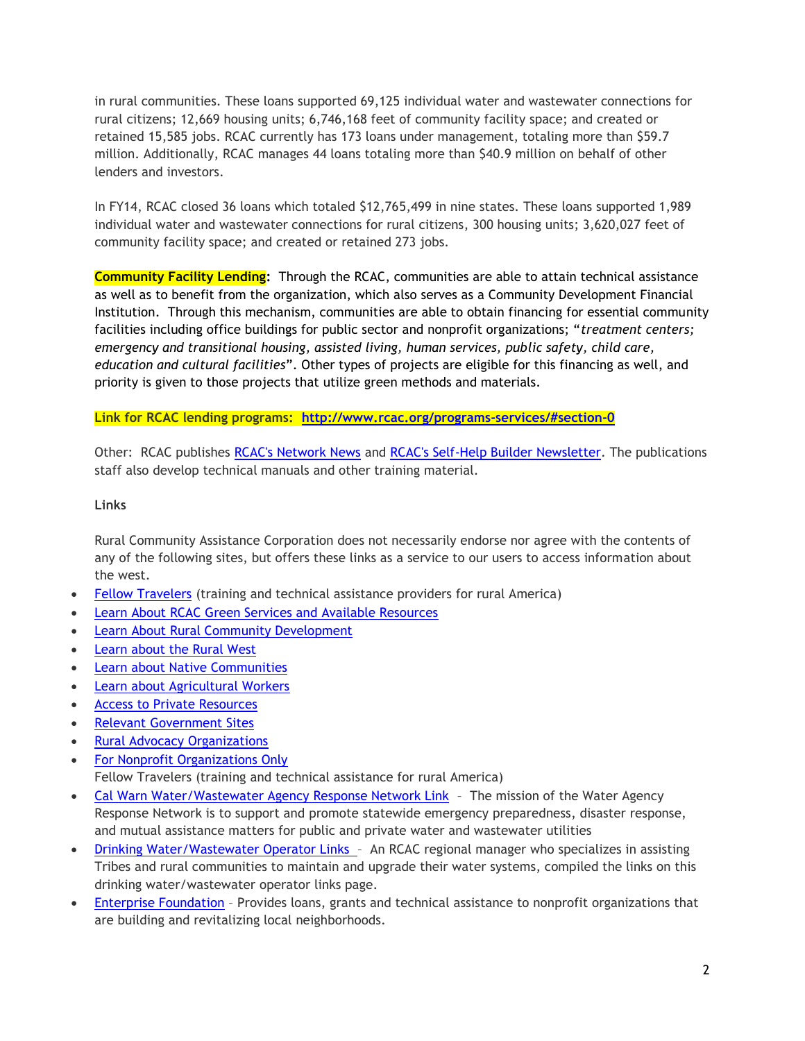in rural communities. These loans supported 69,125 individual water and wastewater connections for rural citizens; 12,669 housing units; 6,746,168 feet of community facility space; and created or retained 15,585 jobs. RCAC currently has 173 loans under management, totaling more than $59.7 million. Additionally, RCAC manages 44 loans totaling more than $40.9 million on behalf of other lenders and investors.

In FY14, RCAC closed 36 loans which totaled $12,765,499 in nine states. These loans supported 1,989 individual water and wastewater connections for rural citizens, 300 housing units; 3,620,027 feet of community facility space; and created or retained 273 jobs.

**Community Facility Lending:** Through the RCAC, communities are able to attain technical assistance as well as to benefit from the organization, which also serves as a Community Development Financial Institution. Through this mechanism, communities are able to obtain financing for essential community facilities including office buildings for public sector and nonprofit organizations; "*treatment centers; emergency and transitional housing, assisted living, human services, public safety, child care, education and cultural facilities*". Other types of projects are eligible for this financing as well, and priority is given to those projects that utilize green methods and materials.

**Link for RCAC lending programs: [http://www.rcac.org/programs-services/#section-0](http://www.rcac.org/programs-services/#section-0)**

Other: RCAC publishes RCAC's Network News and RCAC's Self-Help Builder Newsletter. The publications staff also develop technical manuals and other training material.

**Links**

Rural Community Assistance Corporation does not necessarily endorse nor agree with the contents of any of the following sites, but offers these links as a service to our users to access information about the west.

- Fellow Travelers (training and technical assistance providers for rural America)
- Learn About RCAC Green Services and Available Resources
- Learn About Rural Community Development
- Learn about the Rural West
- Learn about Native Communities
- Learn about Agricultural Workers
- Access to Private Resources
- Relevant Government Sites
- Rural Advocacy Organizations
- For Nonprofit Organizations Only
  Fellow Travelers (training and technical assistance for rural America)
- Cal Warn Water/Wastewater Agency Response Network Link – The mission of the Water Agency Response Network is to support and promote statewide emergency preparedness, disaster response, and mutual assistance matters for public and private water and wastewater utilities
- Drinking Water/Wastewater Operator Links – An RCAC regional manager who specializes in assisting Tribes and rural communities to maintain and upgrade their water systems, compiled the links on this drinking water/wastewater operator links page.
- Enterprise Foundation – Provides loans, grants and technical assistance to nonprofit organizations that are building and revitalizing local neighborhoods.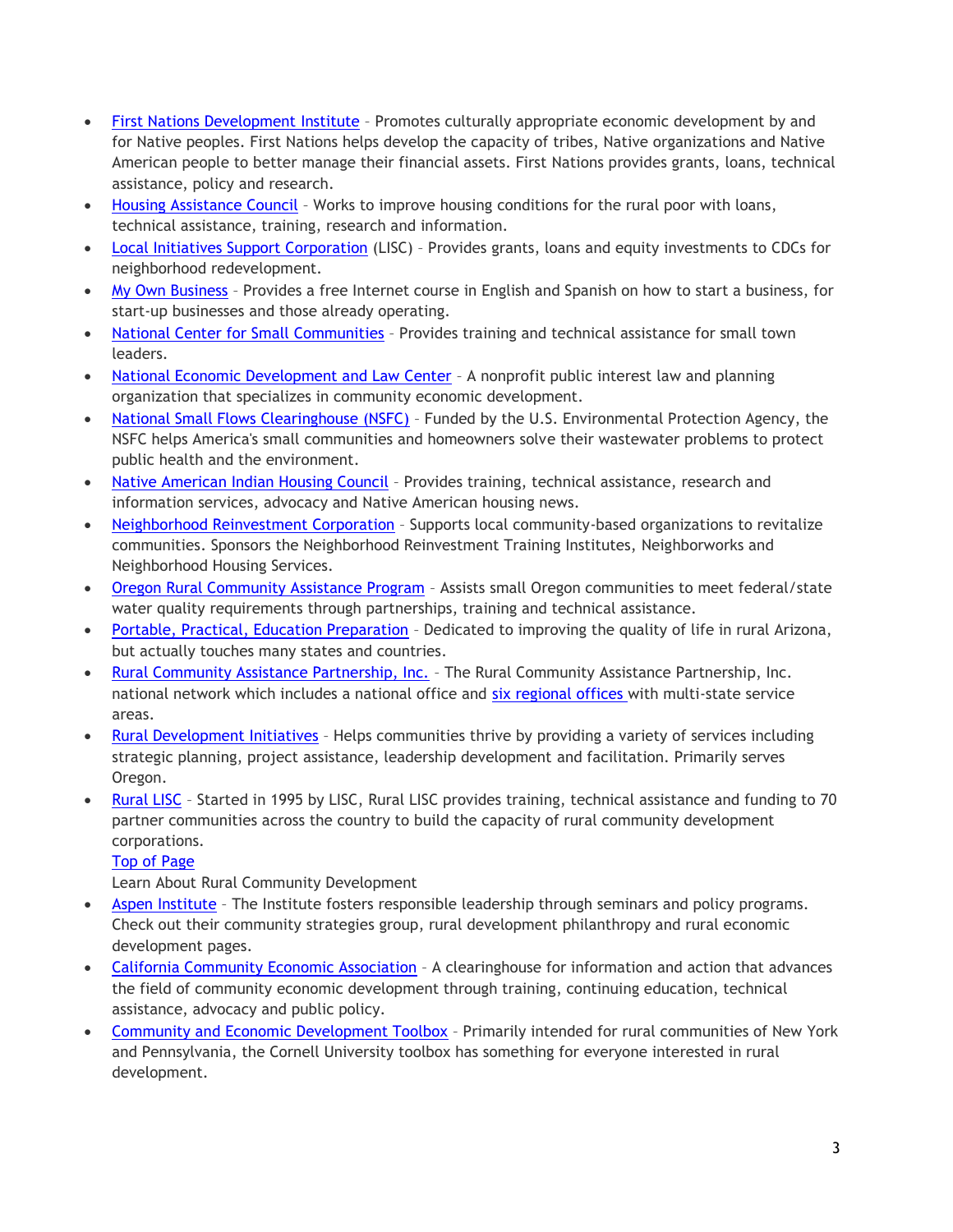- First Nations Development Institute – Promotes culturally appropriate economic development by and for Native peoples. First Nations helps develop the capacity of tribes, Native organizations and Native American people to better manage their financial assets. First Nations provides grants, loans, technical assistance, policy and research.
- Housing Assistance Council – Works to improve housing conditions for the rural poor with loans, technical assistance, training, research and information.
- Local Initiatives Support Corporation (LISC) – Provides grants, loans and equity investments to CDCs for neighborhood redevelopment.
- My Own Business – Provides a free Internet course in English and Spanish on how to start a business, for start-up businesses and those already operating.
- National Center for Small Communities – Provides training and technical assistance for small town leaders.
- National Economic Development and Law Center – A nonprofit public interest law and planning organization that specializes in community economic development.
- National Small Flows Clearinghouse (NSFC) – Funded by the U.S. Environmental Protection Agency, the NSFC helps America's small communities and homeowners solve their wastewater problems to protect public health and the environment.
- Native American Indian Housing Council – Provides training, technical assistance, research and information services, advocacy and Native American housing news.
- Neighborhood Reinvestment Corporation – Supports local community-based organizations to revitalize communities. Sponsors the Neighborhood Reinvestment Training Institutes, Neighborworks and Neighborhood Housing Services.
- Oregon Rural Community Assistance Program – Assists small Oregon communities to meet federal/state water quality requirements through partnerships, training and technical assistance.
- Portable, Practical, Education Preparation – Dedicated to improving the quality of life in rural Arizona, but actually touches many states and countries.
- Rural Community Assistance Partnership, Inc. – The Rural Community Assistance Partnership, Inc. national network which includes a national office and six regional offices with multi-state service areas.
- Rural Development Initiatives – Helps communities thrive by providing a variety of services including strategic planning, project assistance, leadership development and facilitation. Primarily serves Oregon.
- Rural LISC – Started in 1995 by LISC, Rural LISC provides training, technical assistance and funding to 70 partner communities across the country to build the capacity of rural community development corporations.

  Top of Page

  Learn About Rural Community Development
- Aspen Institute – The Institute fosters responsible leadership through seminars and policy programs. Check out their community strategies group, rural development philanthropy and rural economic development pages.
- California Community Economic Association – A clearinghouse for information and action that advances the field of community economic development through training, continuing education, technical assistance, advocacy and public policy.
- Community and Economic Development Toolbox – Primarily intended for rural communities of New York and Pennsylvania, the Cornell University toolbox has something for everyone interested in rural development.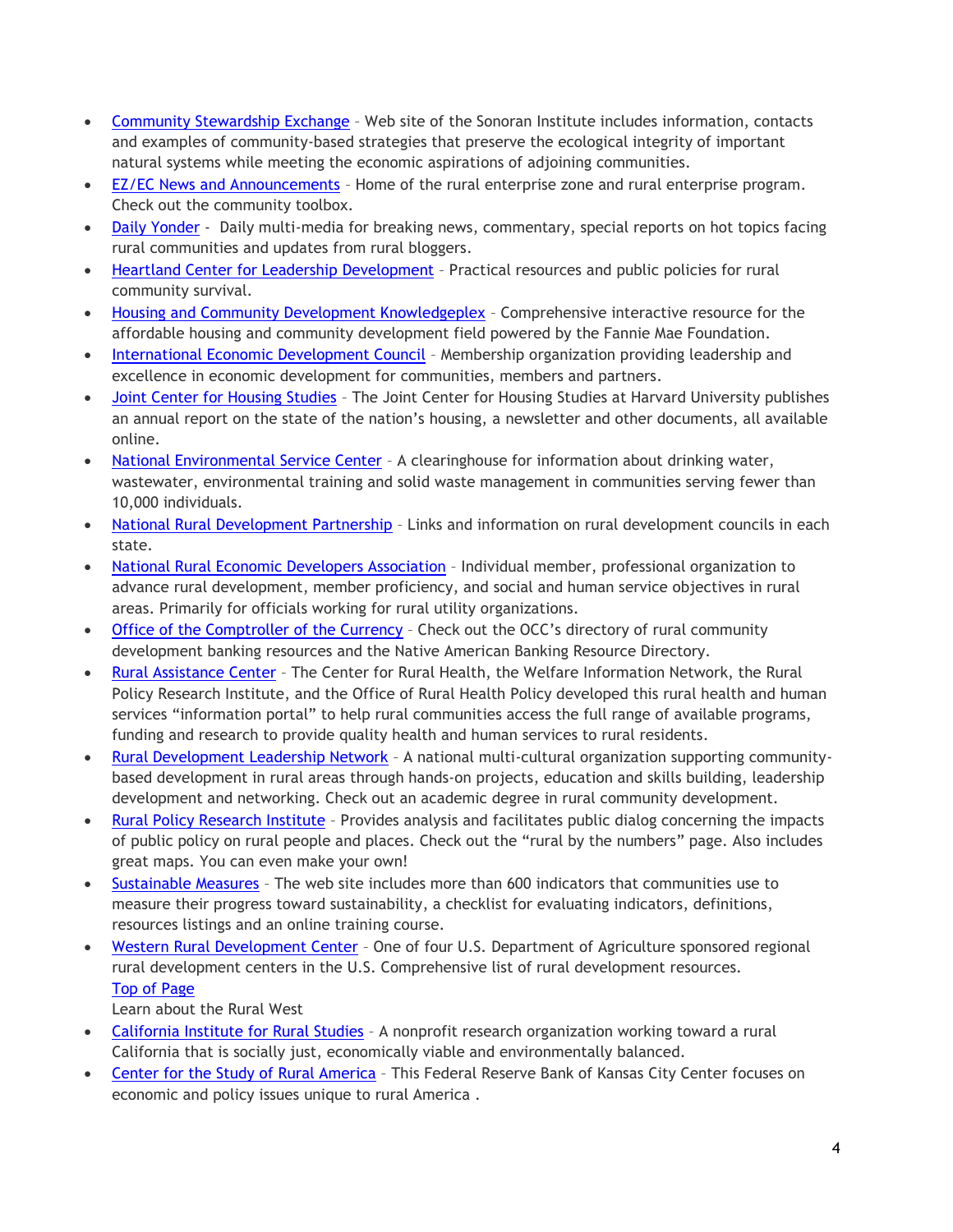- Community Stewardship Exchange – Web site of the Sonoran Institute includes information, contacts and examples of community-based strategies that preserve the ecological integrity of important natural systems while meeting the economic aspirations of adjoining communities.
- EZ/EC News and Announcements – Home of the rural enterprise zone and rural enterprise program. Check out the community toolbox.
- Daily Yonder - Daily multi-media for breaking news, commentary, special reports on hot topics facing rural communities and updates from rural bloggers.
- Heartland Center for Leadership Development – Practical resources and public policies for rural community survival.
- Housing and Community Development Knowledgeplex – Comprehensive interactive resource for the affordable housing and community development field powered by the Fannie Mae Foundation.
- International Economic Development Council – Membership organization providing leadership and excellence in economic development for communities, members and partners.
- Joint Center for Housing Studies – The Joint Center for Housing Studies at Harvard University publishes an annual report on the state of the nation's housing, a newsletter and other documents, all available online.
- National Environmental Service Center – A clearinghouse for information about drinking water, wastewater, environmental training and solid waste management in communities serving fewer than 10,000 individuals.
- National Rural Development Partnership – Links and information on rural development councils in each state.
- National Rural Economic Developers Association – Individual member, professional organization to advance rural development, member proficiency, and social and human service objectives in rural areas. Primarily for officials working for rural utility organizations.
- Office of the Comptroller of the Currency – Check out the OCC's directory of rural community development banking resources and the Native American Banking Resource Directory.
- Rural Assistance Center – The Center for Rural Health, the Welfare Information Network, the Rural Policy Research Institute, and the Office of Rural Health Policy developed this rural health and human services "information portal" to help rural communities access the full range of available programs, funding and research to provide quality health and human services to rural residents.
- Rural Development Leadership Network – A national multi-cultural organization supporting community-based development in rural areas through hands-on projects, education and skills building, leadership development and networking. Check out an academic degree in rural community development.
- Rural Policy Research Institute – Provides analysis and facilitates public dialog concerning the impacts of public policy on rural people and places. Check out the "rural by the numbers" page. Also includes great maps. You can even make your own!
- Sustainable Measures – The web site includes more than 600 indicators that communities use to measure their progress toward sustainability, a checklist for evaluating indicators, definitions, resources listings and an online training course.
- Western Rural Development Center – One of four U.S. Department of Agriculture sponsored regional rural development centers in the U.S. Comprehensive list of rural development resources.
  Top of Page
  Learn about the Rural West
- California Institute for Rural Studies – A nonprofit research organization working toward a rural California that is socially just, economically viable and environmentally balanced.
- Center for the Study of Rural America – This Federal Reserve Bank of Kansas City Center focuses on economic and policy issues unique to rural America .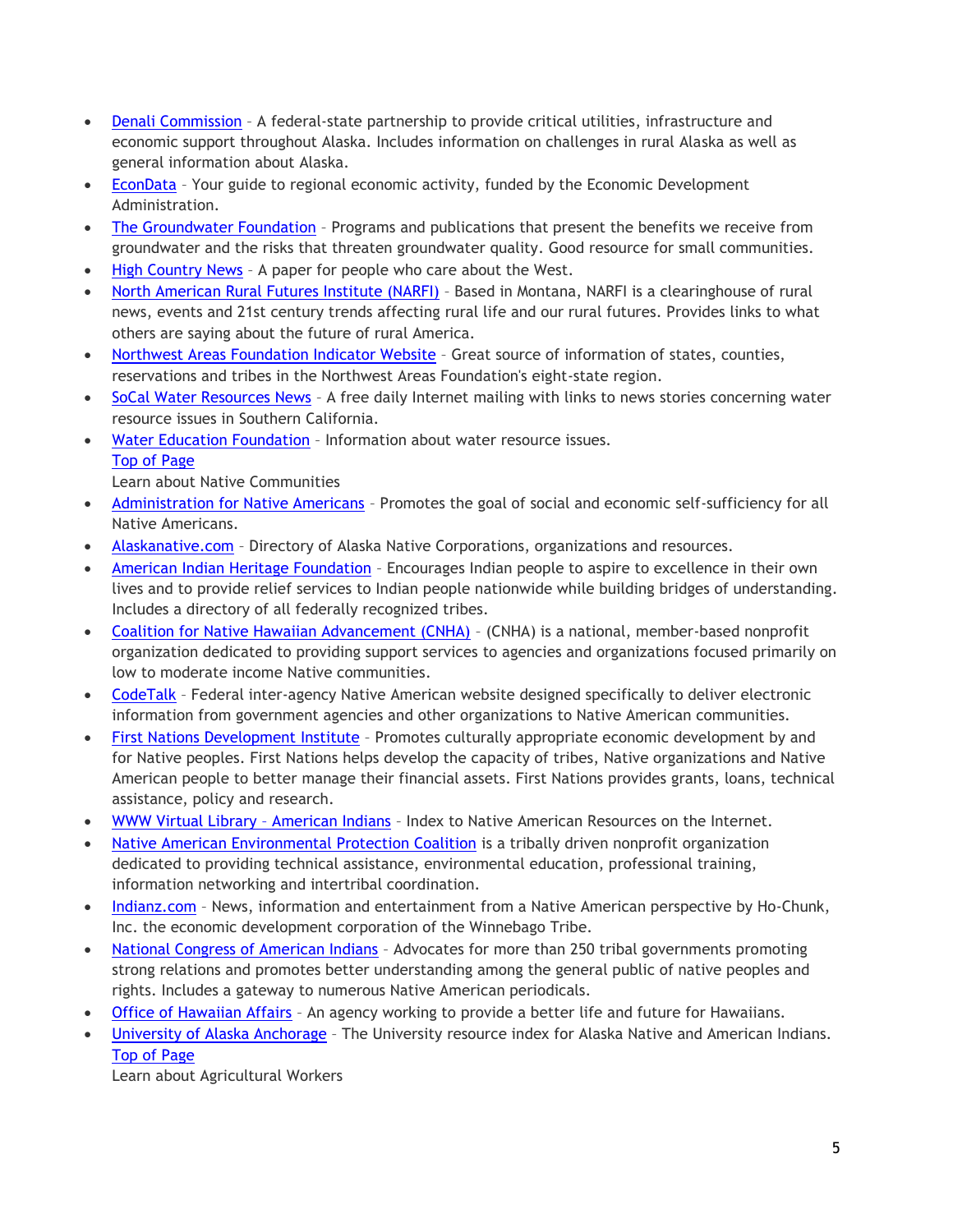- Denali Commission – A federal-state partnership to provide critical utilities, infrastructure and economic support throughout Alaska. Includes information on challenges in rural Alaska as well as general information about Alaska.
- EconData – Your guide to regional economic activity, funded by the Economic Development Administration.
- The Groundwater Foundation – Programs and publications that present the benefits we receive from groundwater and the risks that threaten groundwater quality. Good resource for small communities.
- High Country News – A paper for people who care about the West.
- North American Rural Futures Institute (NARFI) – Based in Montana, NARFI is a clearinghouse of rural news, events and 21st century trends affecting rural life and our rural futures. Provides links to what others are saying about the future of rural America.
- Northwest Areas Foundation Indicator Website – Great source of information of states, counties, reservations and tribes in the Northwest Areas Foundation's eight-state region.
- SoCal Water Resources News – A free daily Internet mailing with links to news stories concerning water resource issues in Southern California.
- Water Education Foundation – Information about water resource issues.

  Top of Page

  Learn about Native Communities
- Administration for Native Americans – Promotes the goal of social and economic self-sufficiency for all Native Americans.
- Alaskanative.com – Directory of Alaska Native Corporations, organizations and resources.
- American Indian Heritage Foundation – Encourages Indian people to aspire to excellence in their own lives and to provide relief services to Indian people nationwide while building bridges of understanding. Includes a directory of all federally recognized tribes.
- Coalition for Native Hawaiian Advancement (CNHA) – (CNHA) is a national, member-based nonprofit organization dedicated to providing support services to agencies and organizations focused primarily on low to moderate income Native communities.
- CodeTalk – Federal inter-agency Native American website designed specifically to deliver electronic information from government agencies and other organizations to Native American communities.
- First Nations Development Institute – Promotes culturally appropriate economic development by and for Native peoples. First Nations helps develop the capacity of tribes, Native organizations and Native American people to better manage their financial assets. First Nations provides grants, loans, technical assistance, policy and research.
- WWW Virtual Library – American Indians – Index to Native American Resources on the Internet.
- Native American Environmental Protection Coalition is a tribally driven nonprofit organization dedicated to providing technical assistance, environmental education, professional training, information networking and intertribal coordination.
- Indianz.com – News, information and entertainment from a Native American perspective by Ho-Chunk, Inc. the economic development corporation of the Winnebago Tribe.
- National Congress of American Indians – Advocates for more than 250 tribal governments promoting strong relations and promotes better understanding among the general public of native peoples and rights. Includes a gateway to numerous Native American periodicals.
- Office of Hawaiian Affairs – An agency working to provide a better life and future for Hawaiians.
- University of Alaska Anchorage – The University resource index for Alaska Native and American Indians.

  Top of Page

  Learn about Agricultural Workers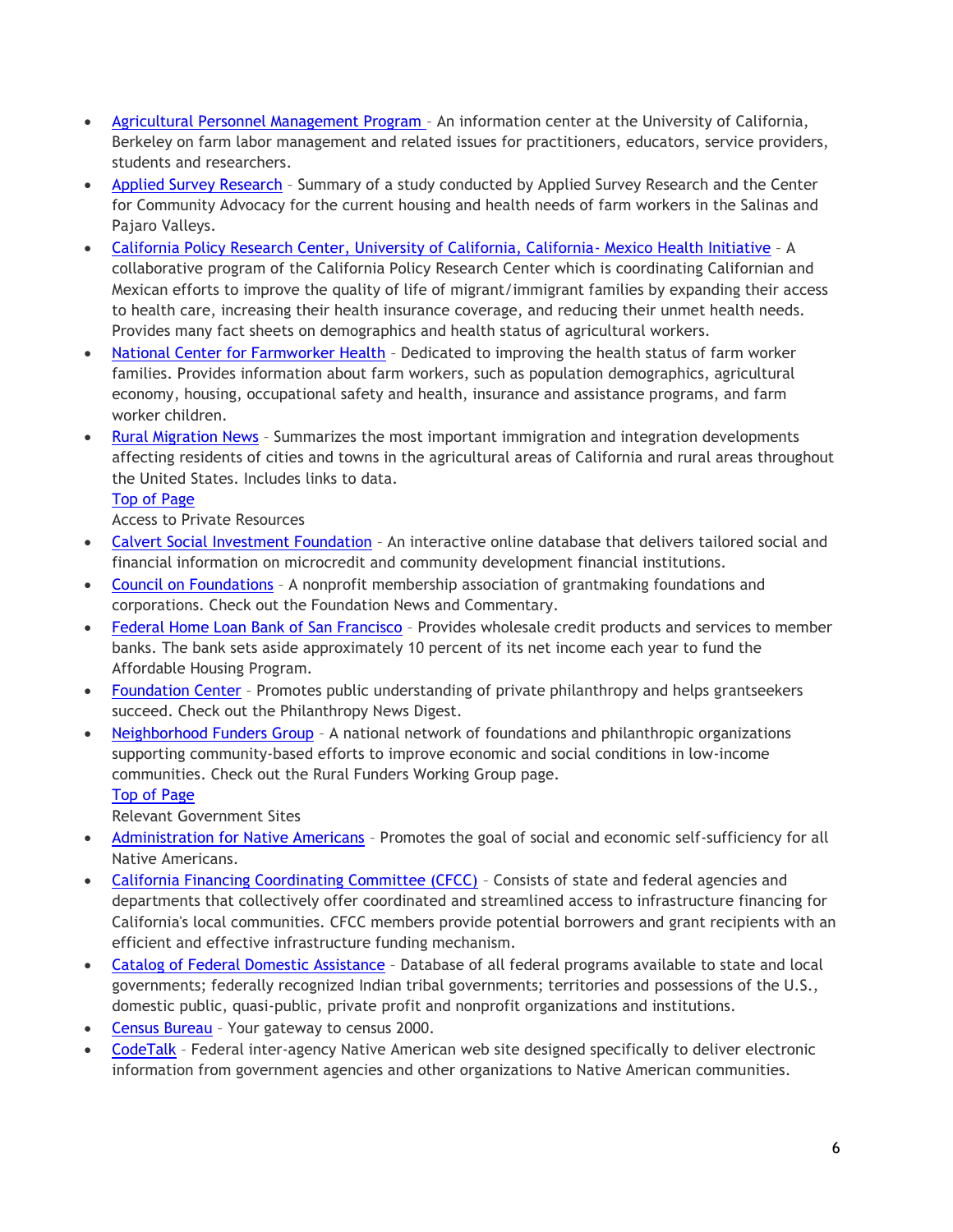- [Agricultural Personnel Management Program] – An information center at the University of California, Berkeley on farm labor management and related issues for practitioners, educators, service providers, students and researchers.
- [Applied Survey Research] – Summary of a study conducted by Applied Survey Research and the Center for Community Advocacy for the current housing and health needs of farm workers in the Salinas and Pajaro Valleys.
- [California Policy Research Center, University of California, California- Mexico Health Initiative] – A collaborative program of the California Policy Research Center which is coordinating Californian and Mexican efforts to improve the quality of life of migrant/immigrant families by expanding their access to health care, increasing their health insurance coverage, and reducing their unmet health needs. Provides many fact sheets on demographics and health status of agricultural workers.
- [National Center for Farmworker Health] – Dedicated to improving the health status of farm worker families. Provides information about farm workers, such as population demographics, agricultural economy, housing, occupational safety and health, insurance and assistance programs, and farm worker children.
- [Rural Migration News] - Summarizes the most important immigration and integration developments affecting residents of cities and towns in the agricultural areas of California and rural areas throughout the United States. Includes links to data.

  [Top of Page]

  Access to Private Resources

- [Calvert Social Investment Foundation] – An interactive online database that delivers tailored social and financial information on microcredit and community development financial institutions.
- [Council on Foundations] – A nonprofit membership association of grantmaking foundations and corporations. Check out the Foundation News and Commentary.
- [Federal Home Loan Bank of San Francisco] – Provides wholesale credit products and services to member banks. The bank sets aside approximately 10 percent of its net income each year to fund the Affordable Housing Program.
- [Foundation Center] – Promotes public understanding of private philanthropy and helps grantseekers succeed. Check out the Philanthropy News Digest.
- [Neighborhood Funders Group] – A national network of foundations and philanthropic organizations supporting community-based efforts to improve economic and social conditions in low-income communities. Check out the Rural Funders Working Group page.

  [Top of Page]

  Relevant Government Sites

- [Administration for Native Americans] – Promotes the goal of social and economic self-sufficiency for all Native Americans.
- [California Financing Coordinating Committee (CFCC)] – Consists of state and federal agencies and departments that collectively offer coordinated and streamlined access to infrastructure financing for California's local communities. CFCC members provide potential borrowers and grant recipients with an efficient and effective infrastructure funding mechanism.
- [Catalog of Federal Domestic Assistance] – Database of all federal programs available to state and local governments; federally recognized Indian tribal governments; territories and possessions of the U.S., domestic public, quasi-public, private profit and nonprofit organizations and institutions.
- [Census Bureau] – Your gateway to census 2000.
- [CodeTalk] – Federal inter-agency Native American web site designed specifically to deliver electronic information from government agencies and other organizations to Native American communities.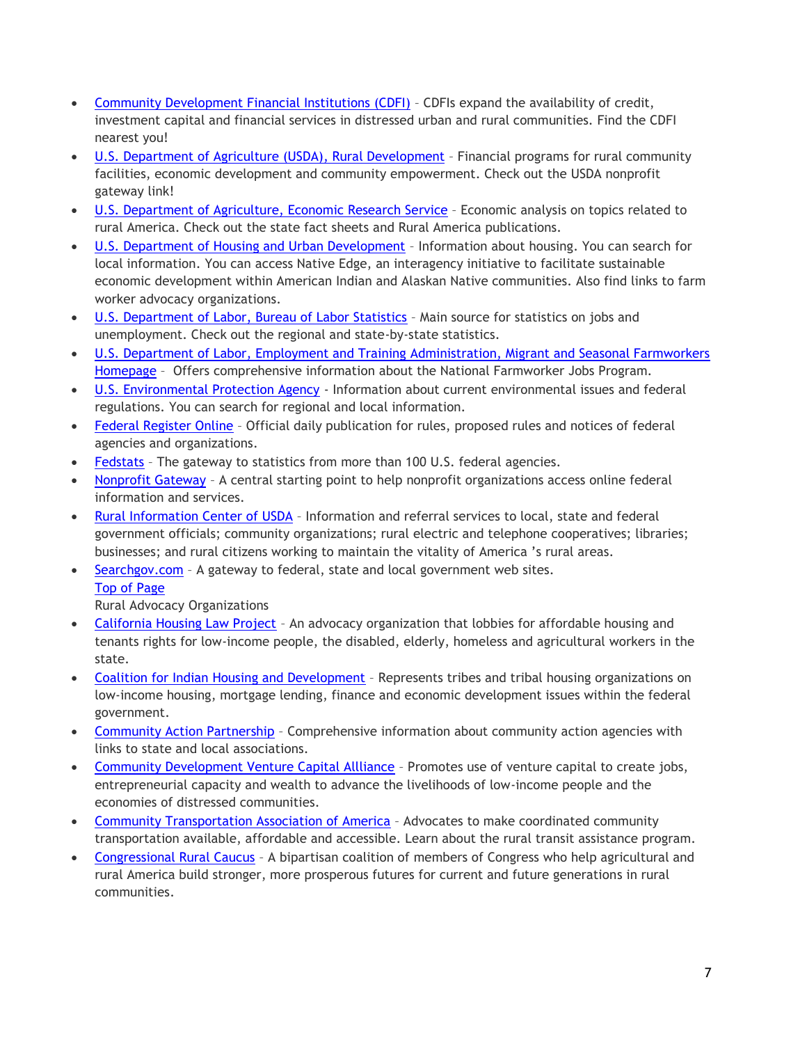- Community Development Financial Institutions (CDFI) – CDFIs expand the availability of credit, investment capital and financial services in distressed urban and rural communities. Find the CDFI nearest you!
- U.S. Department of Agriculture (USDA), Rural Development – Financial programs for rural community facilities, economic development and community empowerment. Check out the USDA nonprofit gateway link!
- U.S. Department of Agriculture, Economic Research Service – Economic analysis on topics related to rural America. Check out the state fact sheets and Rural America publications.
- U.S. Department of Housing and Urban Development – Information about housing. You can search for local information. You can access Native Edge, an interagency initiative to facilitate sustainable economic development within American Indian and Alaskan Native communities. Also find links to farm worker advocacy organizations.
- U.S. Department of Labor, Bureau of Labor Statistics – Main source for statistics on jobs and unemployment. Check out the regional and state-by-state statistics.
- U.S. Department of Labor, Employment and Training Administration, Migrant and Seasonal Farmworkers Homepage – Offers comprehensive information about the National Farmworker Jobs Program.
- U.S. Environmental Protection Agency - Information about current environmental issues and federal regulations. You can search for regional and local information.
- Federal Register Online – Official daily publication for rules, proposed rules and notices of federal agencies and organizations.
- Fedstats – The gateway to statistics from more than 100 U.S. federal agencies.
- Nonprofit Gateway – A central starting point to help nonprofit organizations access online federal information and services.
- Rural Information Center of USDA – Information and referral services to local, state and federal government officials; community organizations; rural electric and telephone cooperatives; libraries; businesses; and rural citizens working to maintain the vitality of America 's rural areas.
- Searchgov.com – A gateway to federal, state and local government web sites.

  Top of Page

  Rural Advocacy Organizations
- California Housing Law Project – An advocacy organization that lobbies for affordable housing and tenants rights for low-income people, the disabled, elderly, homeless and agricultural workers in the state.
- Coalition for Indian Housing and Development – Represents tribes and tribal housing organizations on low-income housing, mortgage lending, finance and economic development issues within the federal government.
- Community Action Partnership – Comprehensive information about community action agencies with links to state and local associations.
- Community Development Venture Capital Allliance – Promotes use of venture capital to create jobs, entrepreneurial capacity and wealth to advance the livelihoods of low-income people and the economies of distressed communities.
- Community Transportation Association of America – Advocates to make coordinated community transportation available, affordable and accessible. Learn about the rural transit assistance program.
- Congressional Rural Caucus – A bipartisan coalition of members of Congress who help agricultural and rural America build stronger, more prosperous futures for current and future generations in rural communities.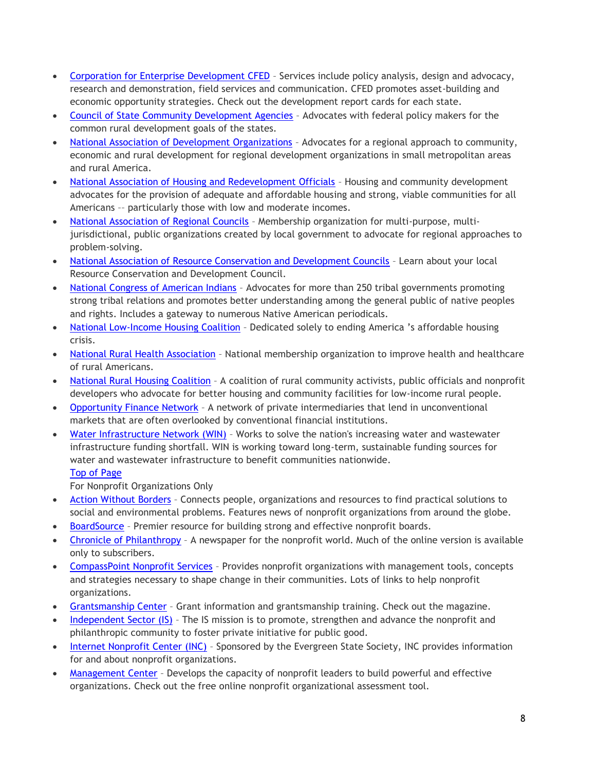- Corporation for Enterprise Development CFED – Services include policy analysis, design and advocacy, research and demonstration, field services and communication. CFED promotes asset-building and economic opportunity strategies. Check out the development report cards for each state.
- Council of State Community Development Agencies – Advocates with federal policy makers for the common rural development goals of the states.
- National Association of Development Organizations – Advocates for a regional approach to community, economic and rural development for regional development organizations in small metropolitan areas and rural America.
- National Association of Housing and Redevelopment Officials – Housing and community development advocates for the provision of adequate and affordable housing and strong, viable communities for all Americans -- particularly those with low and moderate incomes.
- National Association of Regional Councils – Membership organization for multi-purpose, multi-jurisdictional, public organizations created by local government to advocate for regional approaches to problem-solving.
- National Association of Resource Conservation and Development Councils – Learn about your local Resource Conservation and Development Council.
- National Congress of American Indians – Advocates for more than 250 tribal governments promoting strong tribal relations and promotes better understanding among the general public of native peoples and rights. Includes a gateway to numerous Native American periodicals.
- National Low-Income Housing Coalition – Dedicated solely to ending America 's affordable housing crisis.
- National Rural Health Association – National membership organization to improve health and healthcare of rural Americans.
- National Rural Housing Coalition – A coalition of rural community activists, public officials and nonprofit developers who advocate for better housing and community facilities for low-income rural people.
- Opportunity Finance Network – A network of private intermediaries that lend in unconventional markets that are often overlooked by conventional financial institutions.
- Water Infrastructure Network (WIN) – Works to solve the nation's increasing water and wastewater infrastructure funding shortfall. WIN is working toward long-term, sustainable funding sources for water and wastewater infrastructure to benefit communities nationwide.
  Top of Page
  For Nonprofit Organizations Only
- Action Without Borders – Connects people, organizations and resources to find practical solutions to social and environmental problems. Features news of nonprofit organizations from around the globe.
- BoardSource – Premier resource for building strong and effective nonprofit boards.
- Chronicle of Philanthropy – A newspaper for the nonprofit world. Much of the online version is available only to subscribers.
- CompassPoint Nonprofit Services – Provides nonprofit organizations with management tools, concepts and strategies necessary to shape change in their communities. Lots of links to help nonprofit organizations.
- Grantsmanship Center – Grant information and grantsmanship training. Check out the magazine.
- Independent Sector (IS) – The IS mission is to promote, strengthen and advance the nonprofit and philanthropic community to foster private initiative for public good.
- Internet Nonprofit Center (INC) – Sponsored by the Evergreen State Society, INC provides information for and about nonprofit organizations.
- Management Center – Develops the capacity of nonprofit leaders to build powerful and effective organizations. Check out the free online nonprofit organizational assessment tool.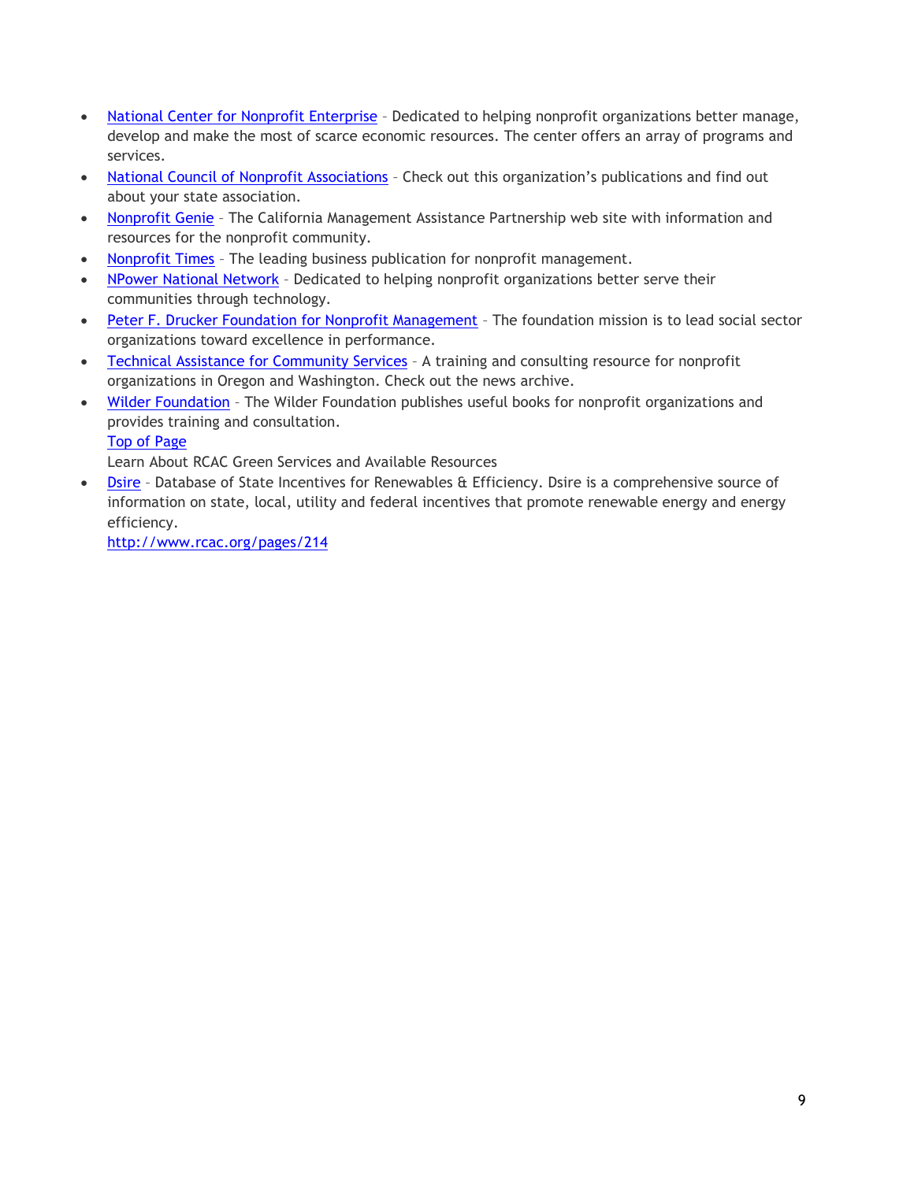- National Center for Nonprofit Enterprise – Dedicated to helping nonprofit organizations better manage, develop and make the most of scarce economic resources. The center offers an array of programs and services.
- National Council of Nonprofit Associations – Check out this organization's publications and find out about your state association.
- Nonprofit Genie – The California Management Assistance Partnership web site with information and resources for the nonprofit community.
- Nonprofit Times – The leading business publication for nonprofit management.
- NPower National Network – Dedicated to helping nonprofit organizations better serve their communities through technology.
- Peter F. Drucker Foundation for Nonprofit Management – The foundation mission is to lead social sector organizations toward excellence in performance.
- Technical Assistance for Community Services – A training and consulting resource for nonprofit organizations in Oregon and Washington. Check out the news archive.
- Wilder Foundation – The Wilder Foundation publishes useful books for nonprofit organizations and provides training and consultation.
  Top of Page
  Learn About RCAC Green Services and Available Resources
- Dsire – Database of State Incentives for Renewables & Efficiency. Dsire is a comprehensive source of information on state, local, utility and federal incentives that promote renewable energy and energy efficiency.
  http://www.rcac.org/pages/214